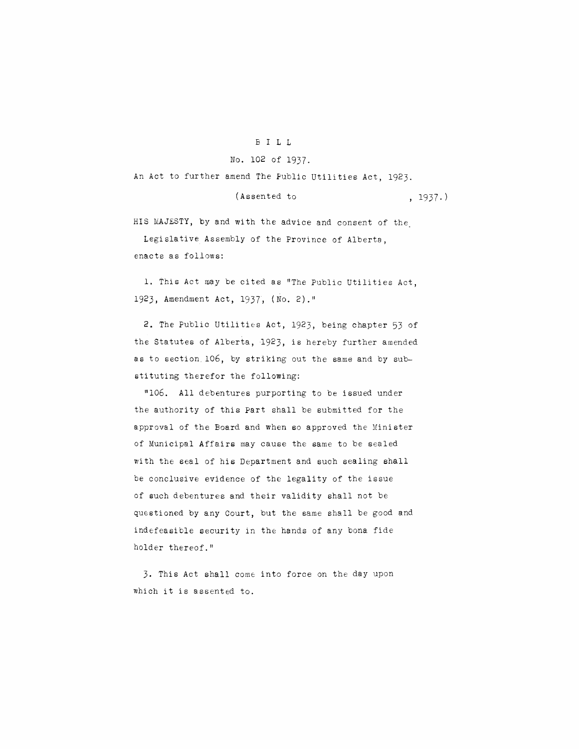# BILL

## No. 102 of 1937.

An Act to further amend The Public Utilities Act, 1923.

(Assented to , 1937.)

HIS MAJESTY, by and with the advice and consent of the Legislative Assembly of the Province of Alberta, enacts as follows:

1. This Act may be cited as "The Public Utilities Act, 1923, Amendment Act, 1937, (No. 2)."

2. The Public Utilities Act, 1923, being chapter 53 of the Statutes of Alberta, 1923, is hereby further amended as to section 106, by striking out the same and by substituting therefor the following:

"106. All debentures purporting to be issued under the authority of this Part shall be submitted for the approval of the Board and when so approved the Minister of Municipal Affairs may cause the same to be sealed with the seal of his Department and such sealing shall be conclusive evidence of the legality of the issue of such debentures and their validity shall not be questioned by any Court, but the same shall be good and indefeasible security in the hands of any bona fide holder thereof."

3. This Act shall come into force on the day upon which it is assented to.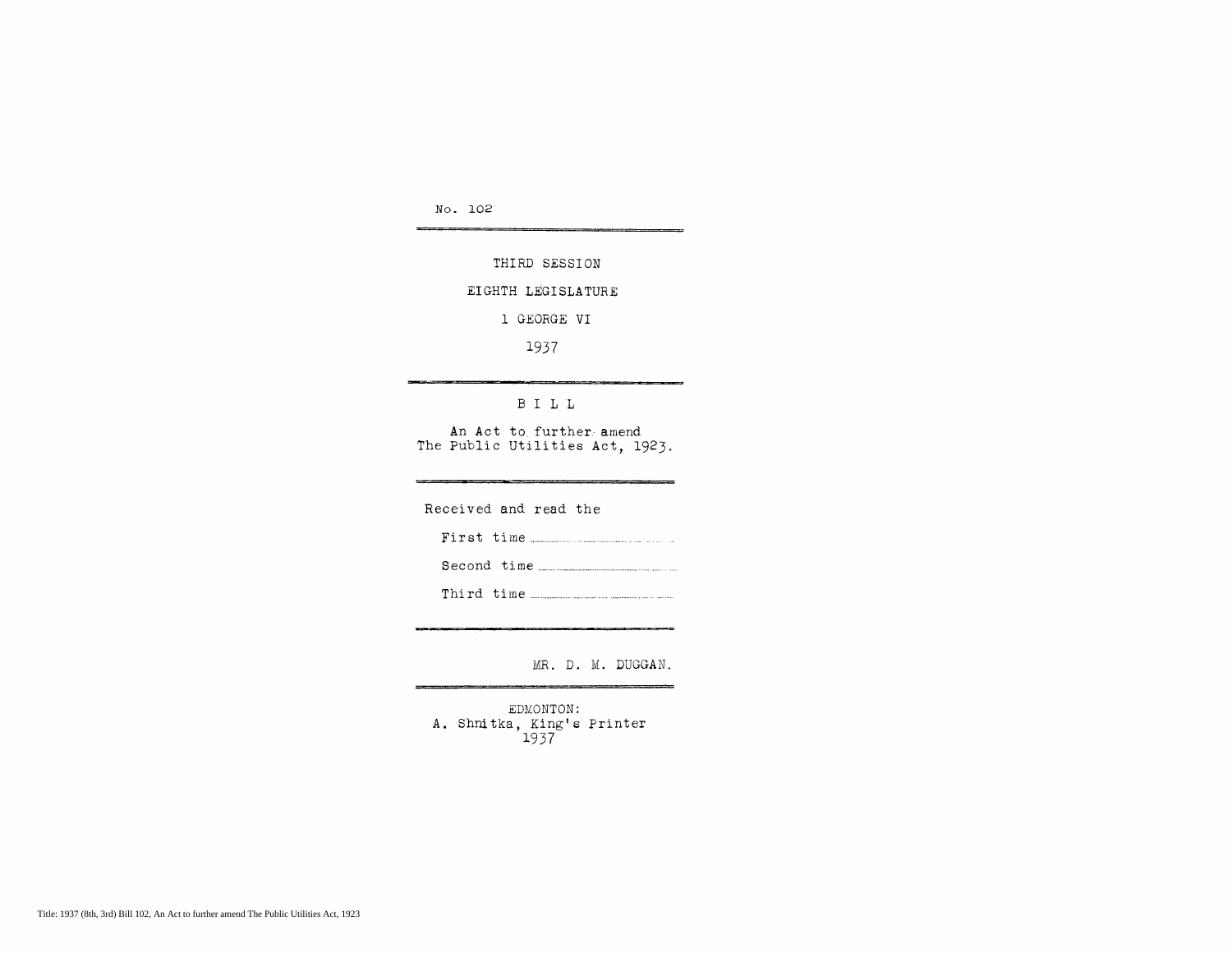No. 102

---

THIRD SESSION

EIGHTH LEGISLATURE

1 GEORGE VI

1937

---

# BILL

An Act to further amend The Public Utilities Act, 1923.

---

Received and read the

First time ..............................

Second time ..............................

Third time ..............................

---

MR. D. M. DUGGAN.

---

EDMONTON:
A. Shnitka, King's Printer
1937

Title: 1937 (8th, 3rd) Bill 102, An Act to further amend The Public Utilities Act, 1923